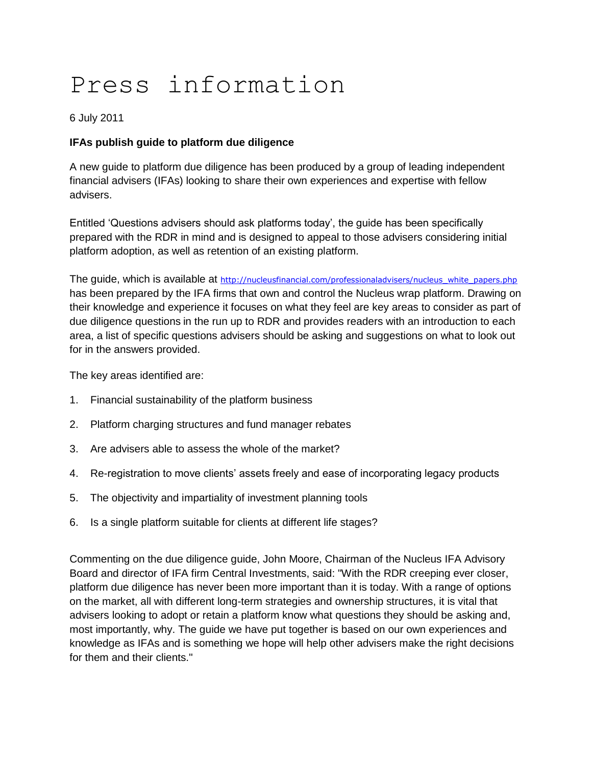# Press information

6 July 2011

**IFAs publish guide to platform due diligence**

A new guide to platform due diligence has been produced by a group of leading independent financial advisers (IFAs) looking to share their own experiences and expertise with fellow advisers.

Entitled 'Questions advisers should ask platforms today', the guide has been specifically prepared with the RDR in mind and is designed to appeal to those advisers considering initial platform adoption, as well as retention of an existing platform.

The guide, which is available at http://nucleusfinancial.com/professionaladvisers/nucleus_white_papers.php has been prepared by the IFA firms that own and control the Nucleus wrap platform. Drawing on their knowledge and experience it focuses on what they feel are key areas to consider as part of due diligence questions in the run up to RDR and provides readers with an introduction to each area, a list of specific questions advisers should be asking and suggestions on what to look out for in the answers provided.

The key areas identified are:

1. Financial sustainability of the platform business
2. Platform charging structures and fund manager rebates
3. Are advisers able to assess the whole of the market?
4. Re-registration to move clients' assets freely and ease of incorporating legacy products
5. The objectivity and impartiality of investment planning tools
6. Is a single platform suitable for clients at different life stages?

Commenting on the due diligence guide, John Moore, Chairman of the Nucleus IFA Advisory Board and director of IFA firm Central Investments, said: "With the RDR creeping ever closer, platform due diligence has never been more important than it is today. With a range of options on the market, all with different long-term strategies and ownership structures, it is vital that advisers looking to adopt or retain a platform know what questions they should be asking and, most importantly, why. The guide we have put together is based on our own experiences and knowledge as IFAs and is something we hope will help other advisers make the right decisions for them and their clients."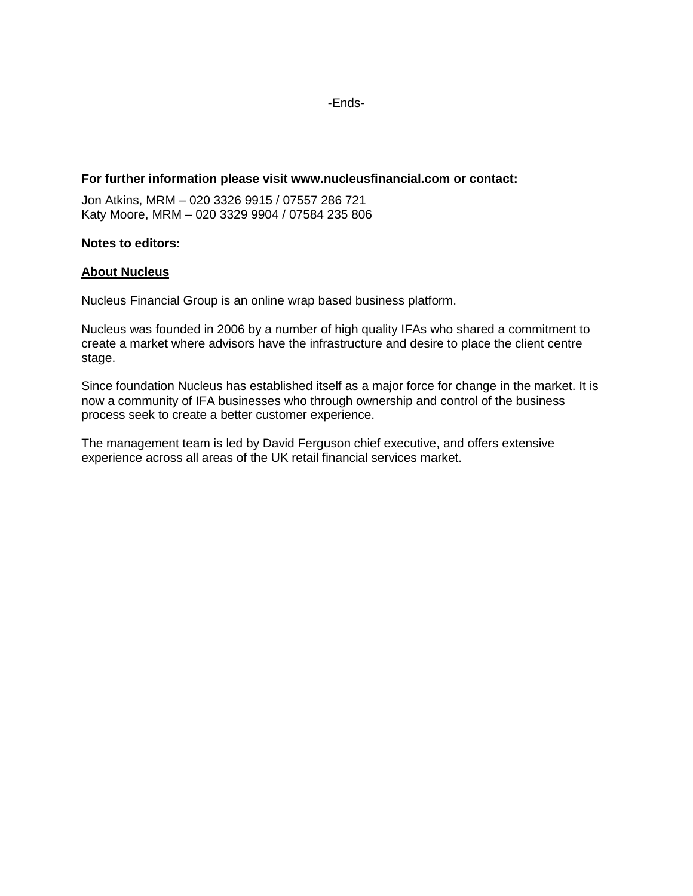-Ends-

**For further information please visit www.nucleusfinancial.com or contact:**

Jon Atkins, MRM – 020 3326 9915 / 07557 286 721
Katy Moore, MRM – 020 3329 9904 / 07584 235 806

**Notes to editors:**

**<u>About Nucleus</u>**

Nucleus Financial Group is an online wrap based business platform.

Nucleus was founded in 2006 by a number of high quality IFAs who shared a commitment to create a market where advisors have the infrastructure and desire to place the client centre stage.

Since foundation Nucleus has established itself as a major force for change in the market. It is now a community of IFA businesses who through ownership and control of the business process seek to create a better customer experience.

The management team is led by David Ferguson chief executive, and offers extensive experience across all areas of the UK retail financial services market.